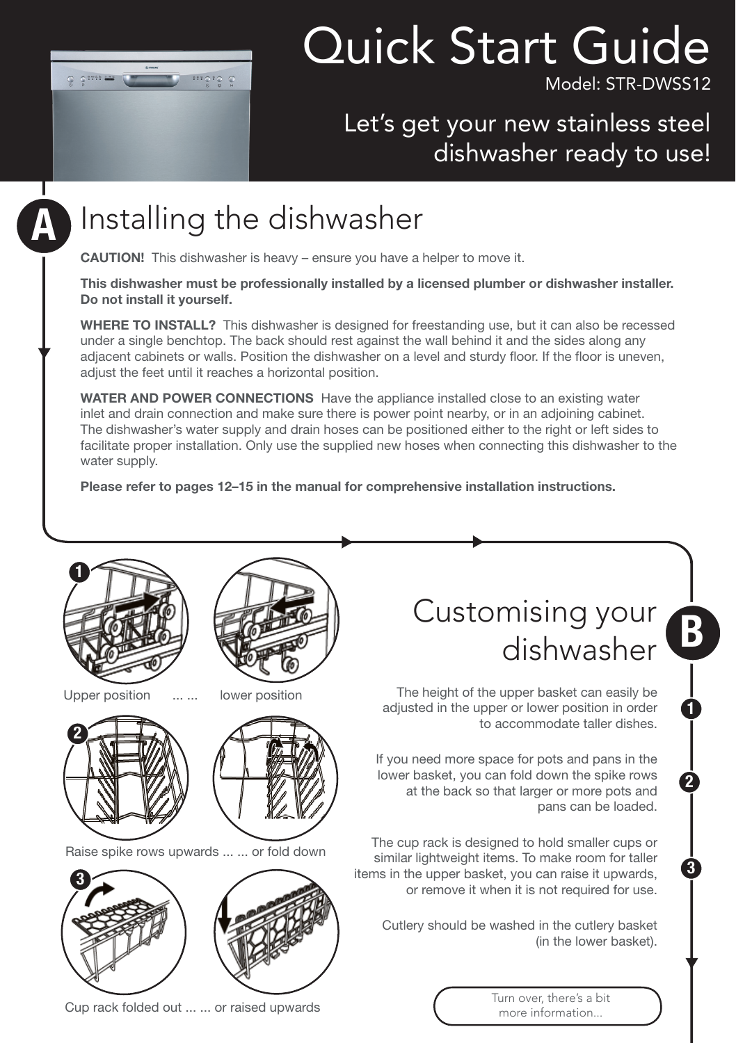# Quick Start Guide

Model: STR-DWSS12

Let's get your new stainless steel dishwasher ready to use!

## A Installing the dishwasher

**CAUTION!** This dishwasher is heavy – ensure you have a helper to move it.

**This dishwasher must be professionally installed by a licensed plumber or dishwasher installer. Do not install it yourself.**

**WHERE TO INSTALL?** This dishwasher is designed for freestanding use, but it can also be recessed under a single benchtop. The back should rest against the wall behind it and the sides along any adjacent cabinets or walls. Position the dishwasher on a level and sturdy floor. If the floor is uneven, adjust the feet until it reaches a horizontal position.

**WATER AND POWER CONNECTIONS** Have the appliance installed close to an existing water inlet and drain connection and make sure there is power point nearby, or in an adjoining cabinet. The dishwasher's water supply and drain hoses can be positioned either to the right or left sides to facilitate proper installation. Only use the supplied new hoses when connecting this dishwasher to the water supply.

**Please refer to pages 12–15 in the manual for comprehensive installation instructions.**

## B Customising your dishwasher

1. The height of the upper basket can easily be adjusted in the upper or lower position in order to accommodate taller dishes.

   Upper position ... ... lower position

2. If you need more space for pots and pans in the lower basket, you can fold down the spike rows at the back so that larger or more pots and pans can be loaded.

   Raise spike rows upwards ... ... or fold down

3. The cup rack is designed to hold smaller cups or similar lightweight items. To make room for taller items in the upper basket, you can raise it upwards, or remove it when it is not required for use.

   Cup rack folded out ... ... or raised upwards

Cutlery should be washed in the cutlery basket (in the lower basket).

Turn over, there's a bit more information...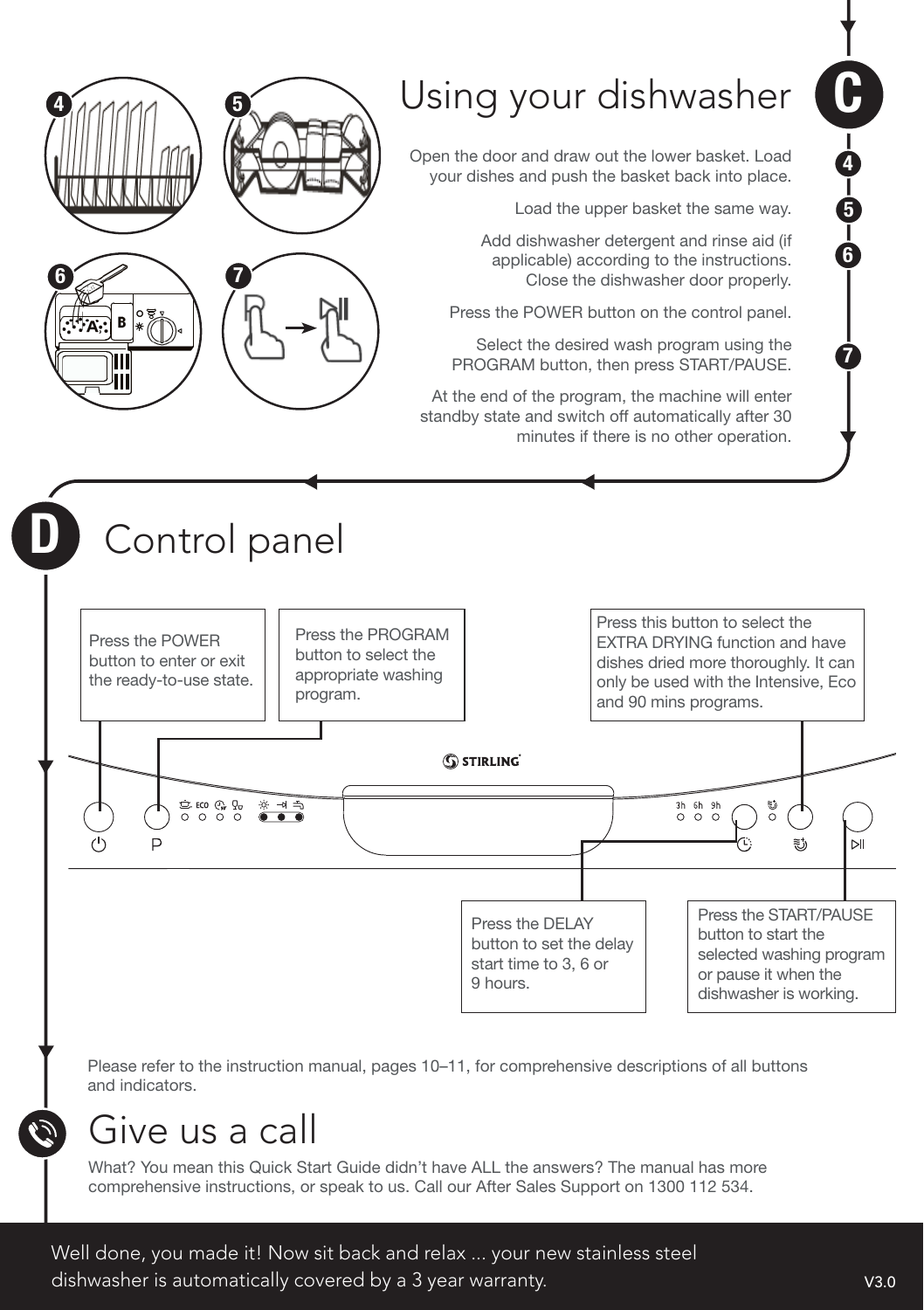## C Using your dishwasher

Open the door and draw out the lower basket. Load your dishes and push the basket back into place.

Load the upper basket the same way.

Add dishwasher detergent and rinse aid (if applicable) according to the instructions. Close the dishwasher door properly.

Press the POWER button on the control panel.

Select the desired wash program using the PROGRAM button, then press START/PAUSE.

At the end of the program, the machine will enter standby state and switch off automatically after 30 minutes if there is no other operation.

## D Control panel

Press the POWER button to enter or exit the ready-to-use state.

Press the PROGRAM button to select the appropriate washing program.

Press this button to select the EXTRA DRYING function and have dishes dried more thoroughly. It can only be used with the Intensive, Eco and 90 mins programs.

Press the DELAY button to set the delay start time to 3, 6 or 9 hours.

Press the START/PAUSE button to start the selected washing program or pause it when the dishwasher is working.

Please refer to the instruction manual, pages 10–11, for comprehensive descriptions of all buttons and indicators.

## Give us a call

What? You mean this Quick Start Guide didn't have ALL the answers? The manual has more comprehensive instructions, or speak to us. Call our After Sales Support on 1300 112 534.

Well done, you made it! Now sit back and relax ... your new stainless steel dishwasher is automatically covered by a 3 year warranty.

V3.0